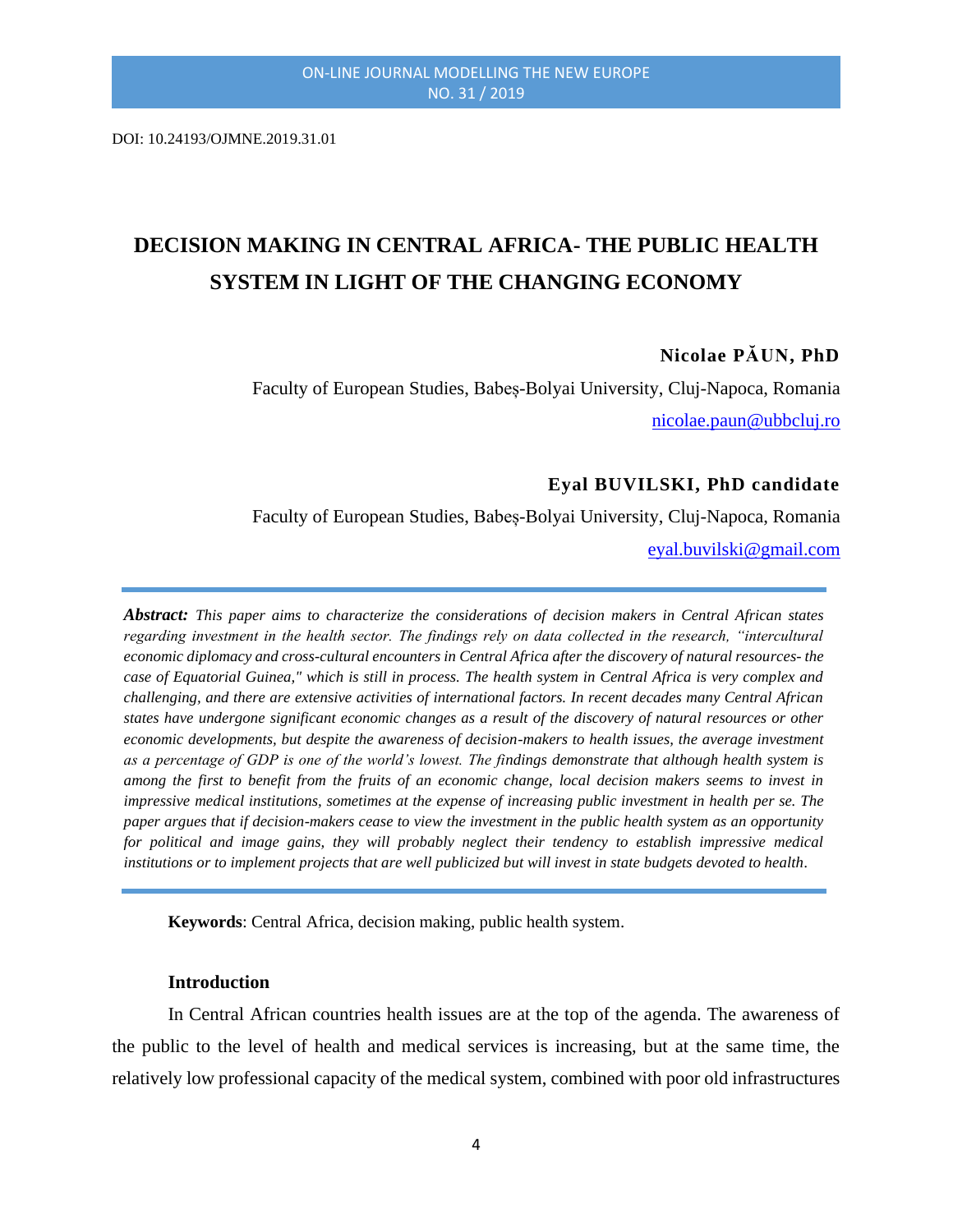DOI: 10.24193/OJMNE.2019.31.01

# DECISION MAKING IN CENTRAL AFRICA- THE PUBLIC HEALTH SYSTEM IN LIGHT OF THE CHANGING ECONOMY

**Nicolae PĂUN, PhD**

Faculty of European Studies, Babeș-Bolyai University, Cluj-Napoca, Romania

nicolae.paun@ubbcluj.ro

**Eyal BUVILSKI, PhD candidate**

Faculty of European Studies, Babeș-Bolyai University, Cluj-Napoca, Romania

eyal.buvilski@gmail.com

***Abstract:*** *This paper aims to characterize the considerations of decision makers in Central African states regarding investment in the health sector. The findings rely on data collected in the research, "intercultural economic diplomacy and cross-cultural encounters in Central Africa after the discovery of natural resources- the case of Equatorial Guinea," which is still in process. The health system in Central Africa is very complex and challenging, and there are extensive activities of international factors. In recent decades many Central African states have undergone significant economic changes as a result of the discovery of natural resources or other economic developments, but despite the awareness of decision-makers to health issues, the average investment as a percentage of GDP is one of the world's lowest. The findings demonstrate that although health system is among the first to benefit from the fruits of an economic change, local decision makers seems to invest in impressive medical institutions, sometimes at the expense of increasing public investment in health per se. The paper argues that if decision-makers cease to view the investment in the public health system as an opportunity for political and image gains, they will probably neglect their tendency to establish impressive medical institutions or to implement projects that are well publicized but will invest in state budgets devoted to health.*

**Keywords**: Central Africa, decision making, public health system.

## Introduction

In Central African countries health issues are at the top of the agenda. The awareness of the public to the level of health and medical services is increasing, but at the same time, the relatively low professional capacity of the medical system, combined with poor old infrastructures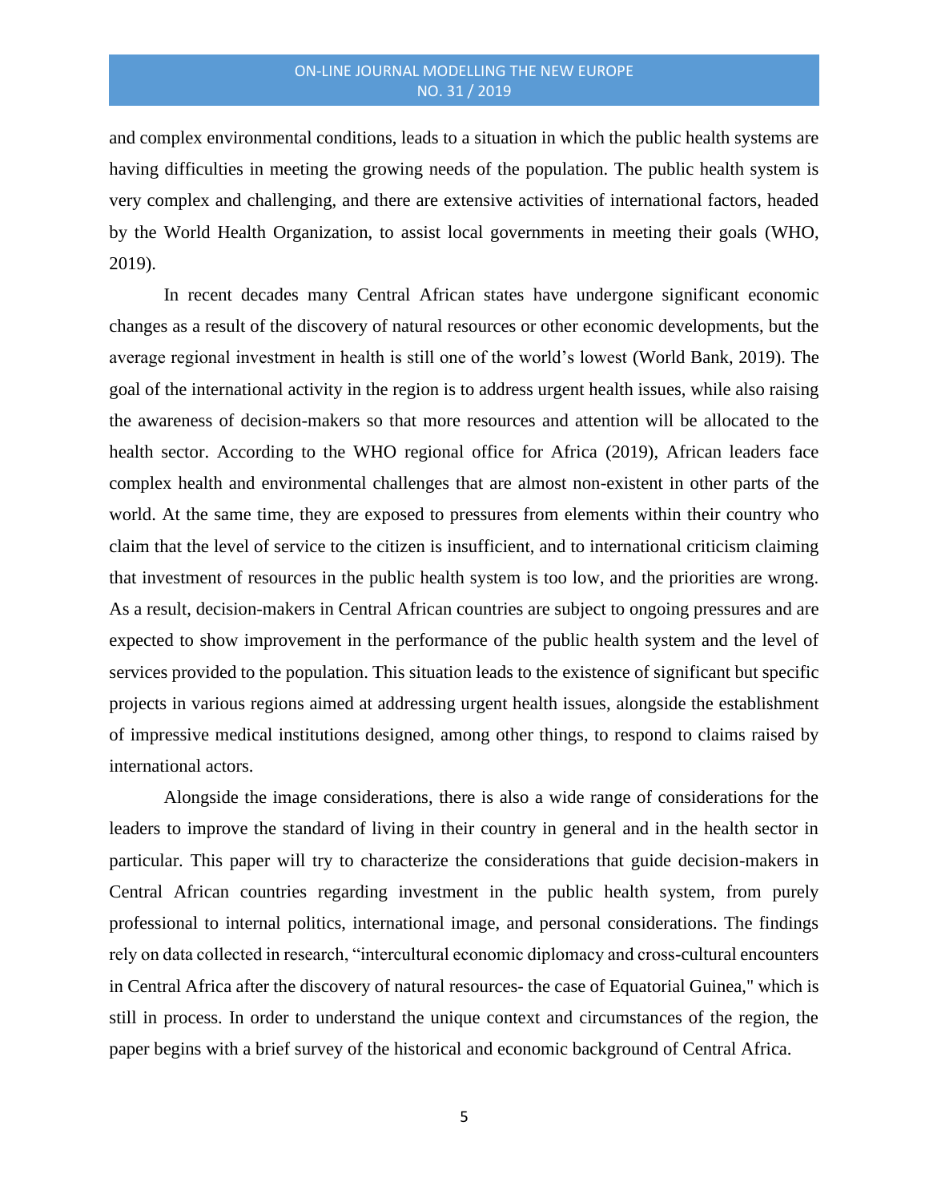and complex environmental conditions, leads to a situation in which the public health systems are having difficulties in meeting the growing needs of the population. The public health system is very complex and challenging, and there are extensive activities of international factors, headed by the World Health Organization, to assist local governments in meeting their goals (WHO, 2019).

In recent decades many Central African states have undergone significant economic changes as a result of the discovery of natural resources or other economic developments, but the average regional investment in health is still one of the world's lowest (World Bank, 2019). The goal of the international activity in the region is to address urgent health issues, while also raising the awareness of decision-makers so that more resources and attention will be allocated to the health sector. According to the WHO regional office for Africa (2019), African leaders face complex health and environmental challenges that are almost non-existent in other parts of the world. At the same time, they are exposed to pressures from elements within their country who claim that the level of service to the citizen is insufficient, and to international criticism claiming that investment of resources in the public health system is too low, and the priorities are wrong. As a result, decision-makers in Central African countries are subject to ongoing pressures and are expected to show improvement in the performance of the public health system and the level of services provided to the population. This situation leads to the existence of significant but specific projects in various regions aimed at addressing urgent health issues, alongside the establishment of impressive medical institutions designed, among other things, to respond to claims raised by international actors.

Alongside the image considerations, there is also a wide range of considerations for the leaders to improve the standard of living in their country in general and in the health sector in particular. This paper will try to characterize the considerations that guide decision-makers in Central African countries regarding investment in the public health system, from purely professional to internal politics, international image, and personal considerations. The findings rely on data collected in research, "intercultural economic diplomacy and cross-cultural encounters in Central Africa after the discovery of natural resources- the case of Equatorial Guinea," which is still in process. In order to understand the unique context and circumstances of the region, the paper begins with a brief survey of the historical and economic background of Central Africa.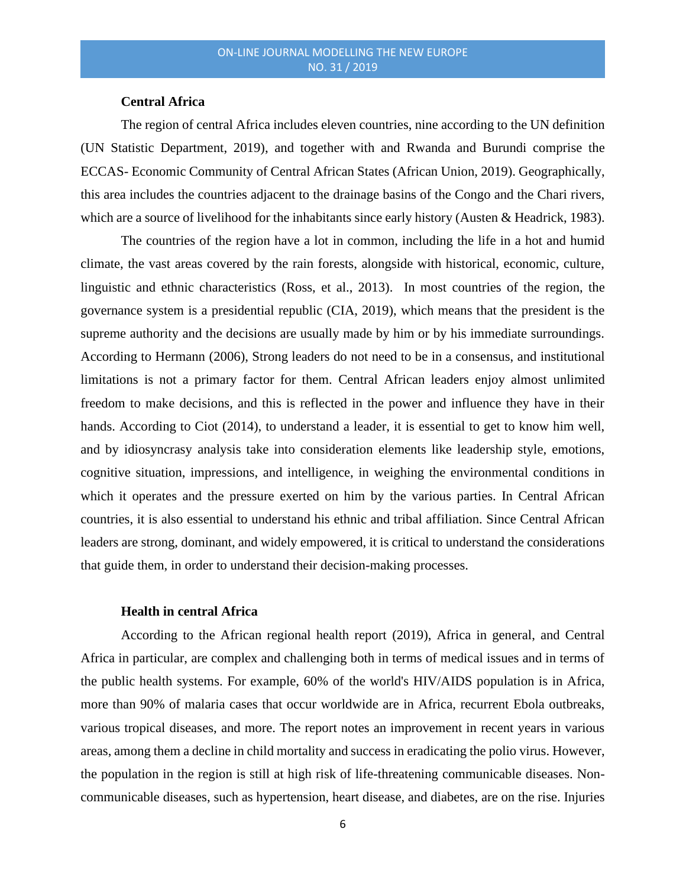### Central Africa

The region of central Africa includes eleven countries, nine according to the UN definition (UN Statistic Department, 2019), and together with and Rwanda and Burundi comprise the ECCAS- Economic Community of Central African States (African Union, 2019). Geographically, this area includes the countries adjacent to the drainage basins of the Congo and the Chari rivers, which are a source of livelihood for the inhabitants since early history (Austen & Headrick, 1983).

The countries of the region have a lot in common, including the life in a hot and humid climate, the vast areas covered by the rain forests, alongside with historical, economic, culture, linguistic and ethnic characteristics (Ross, et al., 2013). In most countries of the region, the governance system is a presidential republic (CIA, 2019), which means that the president is the supreme authority and the decisions are usually made by him or by his immediate surroundings. According to Hermann (2006), Strong leaders do not need to be in a consensus, and institutional limitations is not a primary factor for them. Central African leaders enjoy almost unlimited freedom to make decisions, and this is reflected in the power and influence they have in their hands. According to Ciot (2014), to understand a leader, it is essential to get to know him well, and by idiosyncrasy analysis take into consideration elements like leadership style, emotions, cognitive situation, impressions, and intelligence, in weighing the environmental conditions in which it operates and the pressure exerted on him by the various parties. In Central African countries, it is also essential to understand his ethnic and tribal affiliation. Since Central African leaders are strong, dominant, and widely empowered, it is critical to understand the considerations that guide them, in order to understand their decision-making processes.

### Health in central Africa

According to the African regional health report (2019), Africa in general, and Central Africa in particular, are complex and challenging both in terms of medical issues and in terms of the public health systems. For example, 60% of the world's HIV/AIDS population is in Africa, more than 90% of malaria cases that occur worldwide are in Africa, recurrent Ebola outbreaks, various tropical diseases, and more. The report notes an improvement in recent years in various areas, among them a decline in child mortality and success in eradicating the polio virus. However, the population in the region is still at high risk of life-threatening communicable diseases. Non-communicable diseases, such as hypertension, heart disease, and diabetes, are on the rise. Injuries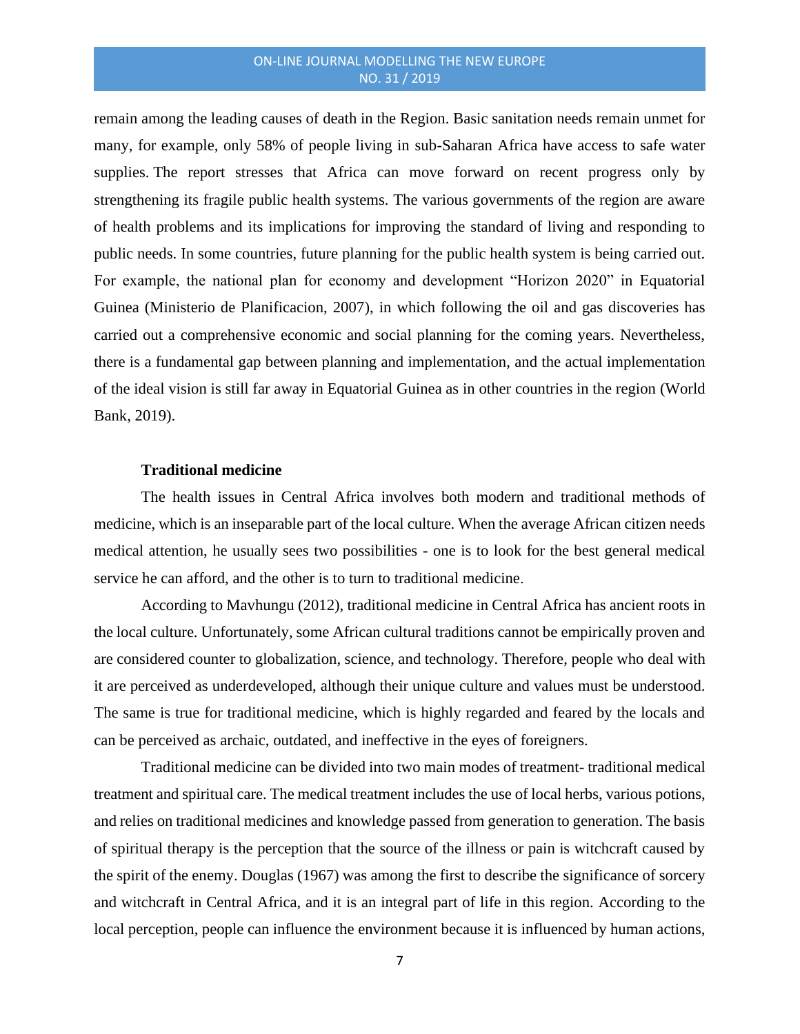remain among the leading causes of death in the Region. Basic sanitation needs remain unmet for many, for example, only 58% of people living in sub-Saharan Africa have access to safe water supplies. The report stresses that Africa can move forward on recent progress only by strengthening its fragile public health systems. The various governments of the region are aware of health problems and its implications for improving the standard of living and responding to public needs. In some countries, future planning for the public health system is being carried out. For example, the national plan for economy and development "Horizon 2020" in Equatorial Guinea (Ministerio de Planificacion, 2007), in which following the oil and gas discoveries has carried out a comprehensive economic and social planning for the coming years. Nevertheless, there is a fundamental gap between planning and implementation, and the actual implementation of the ideal vision is still far away in Equatorial Guinea as in other countries in the region (World Bank, 2019).

**Traditional medicine**

The health issues in Central Africa involves both modern and traditional methods of medicine, which is an inseparable part of the local culture. When the average African citizen needs medical attention, he usually sees two possibilities - one is to look for the best general medical service he can afford, and the other is to turn to traditional medicine.

According to Mavhungu (2012), traditional medicine in Central Africa has ancient roots in the local culture. Unfortunately, some African cultural traditions cannot be empirically proven and are considered counter to globalization, science, and technology. Therefore, people who deal with it are perceived as underdeveloped, although their unique culture and values must be understood. The same is true for traditional medicine, which is highly regarded and feared by the locals and can be perceived as archaic, outdated, and ineffective in the eyes of foreigners.

Traditional medicine can be divided into two main modes of treatment- traditional medical treatment and spiritual care. The medical treatment includes the use of local herbs, various potions, and relies on traditional medicines and knowledge passed from generation to generation. The basis of spiritual therapy is the perception that the source of the illness or pain is witchcraft caused by the spirit of the enemy. Douglas (1967) was among the first to describe the significance of sorcery and witchcraft in Central Africa, and it is an integral part of life in this region. According to the local perception, people can influence the environment because it is influenced by human actions,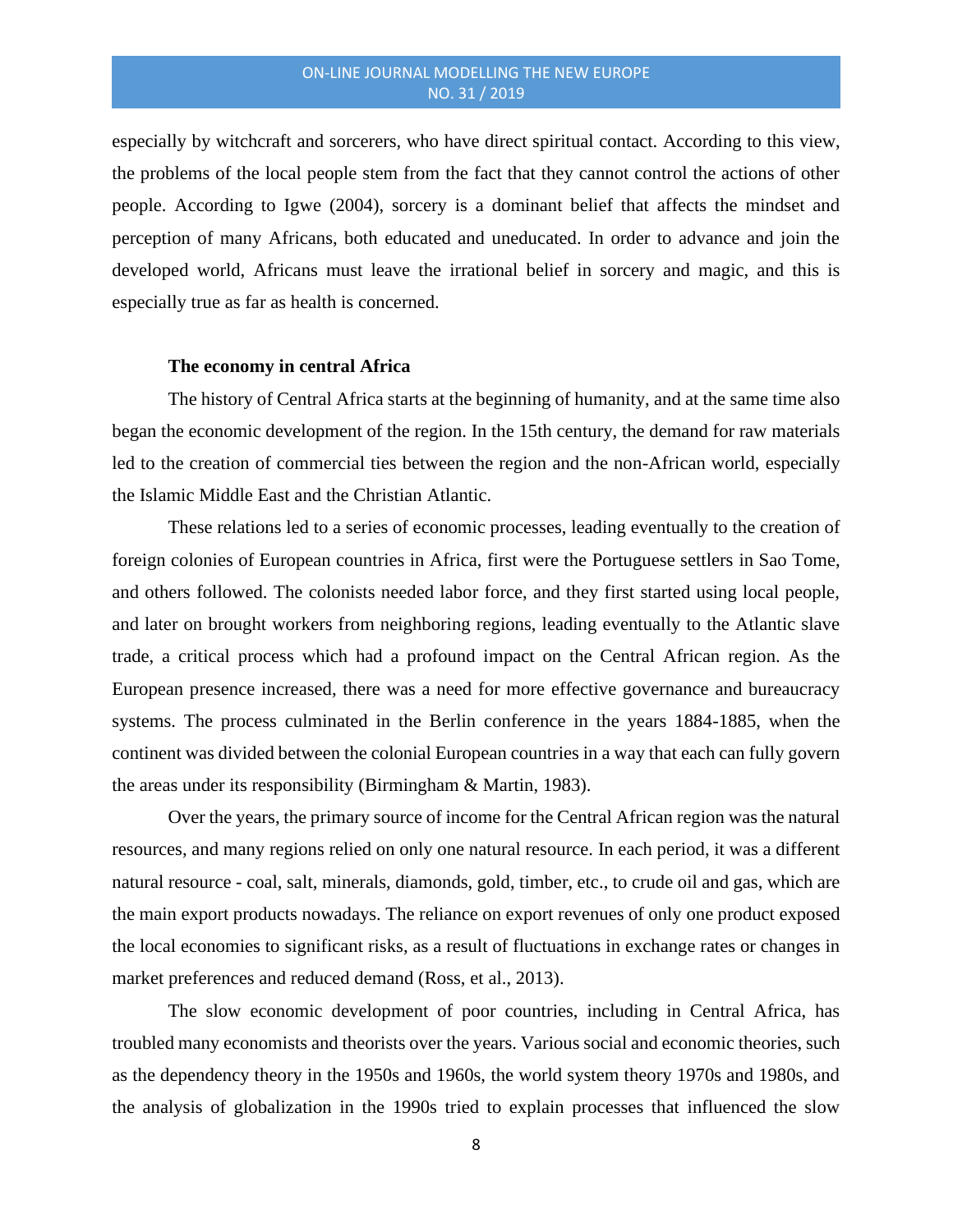especially by witchcraft and sorcerers, who have direct spiritual contact. According to this view, the problems of the local people stem from the fact that they cannot control the actions of other people. According to Igwe (2004), sorcery is a dominant belief that affects the mindset and perception of many Africans, both educated and uneducated. In order to advance and join the developed world, Africans must leave the irrational belief in sorcery and magic, and this is especially true as far as health is concerned.

**The economy in central Africa**

The history of Central Africa starts at the beginning of humanity, and at the same time also began the economic development of the region. In the 15th century, the demand for raw materials led to the creation of commercial ties between the region and the non-African world, especially the Islamic Middle East and the Christian Atlantic.

These relations led to a series of economic processes, leading eventually to the creation of foreign colonies of European countries in Africa, first were the Portuguese settlers in Sao Tome, and others followed. The colonists needed labor force, and they first started using local people, and later on brought workers from neighboring regions, leading eventually to the Atlantic slave trade, a critical process which had a profound impact on the Central African region. As the European presence increased, there was a need for more effective governance and bureaucracy systems. The process culminated in the Berlin conference in the years 1884-1885, when the continent was divided between the colonial European countries in a way that each can fully govern the areas under its responsibility (Birmingham & Martin, 1983).

Over the years, the primary source of income for the Central African region was the natural resources, and many regions relied on only one natural resource. In each period, it was a different natural resource - coal, salt, minerals, diamonds, gold, timber, etc., to crude oil and gas, which are the main export products nowadays. The reliance on export revenues of only one product exposed the local economies to significant risks, as a result of fluctuations in exchange rates or changes in market preferences and reduced demand (Ross, et al., 2013).

The slow economic development of poor countries, including in Central Africa, has troubled many economists and theorists over the years. Various social and economic theories, such as the dependency theory in the 1950s and 1960s, the world system theory 1970s and 1980s, and the analysis of globalization in the 1990s tried to explain processes that influenced the slow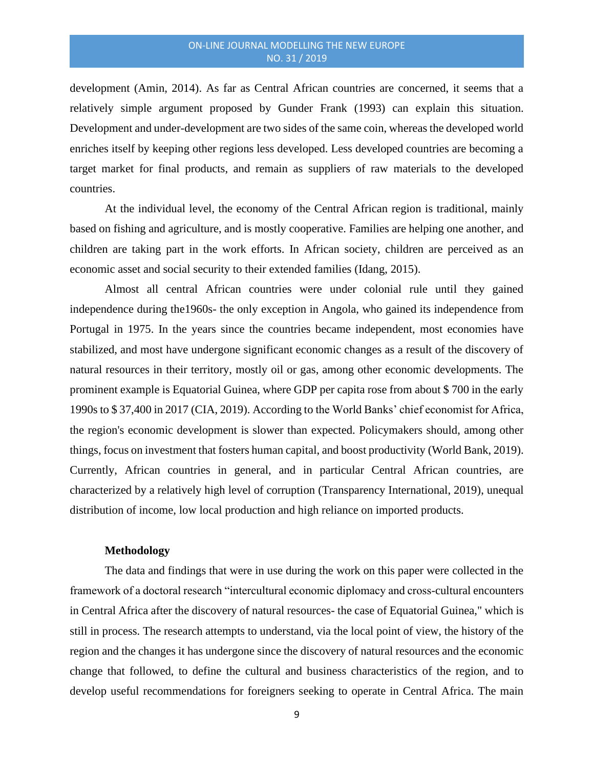development (Amin, 2014). As far as Central African countries are concerned, it seems that a relatively simple argument proposed by Gunder Frank (1993) can explain this situation. Development and under-development are two sides of the same coin, whereas the developed world enriches itself by keeping other regions less developed. Less developed countries are becoming a target market for final products, and remain as suppliers of raw materials to the developed countries.

At the individual level, the economy of the Central African region is traditional, mainly based on fishing and agriculture, and is mostly cooperative. Families are helping one another, and children are taking part in the work efforts. In African society, children are perceived as an economic asset and social security to their extended families (Idang, 2015).

Almost all central African countries were under colonial rule until they gained independence during the1960s- the only exception in Angola, who gained its independence from Portugal in 1975. In the years since the countries became independent, most economies have stabilized, and most have undergone significant economic changes as a result of the discovery of natural resources in their territory, mostly oil or gas, among other economic developments. The prominent example is Equatorial Guinea, where GDP per capita rose from about $ 700 in the early 1990s to $ 37,400 in 2017 (CIA, 2019). According to the World Banks' chief economist for Africa, the region's economic development is slower than expected. Policymakers should, among other things, focus on investment that fosters human capital, and boost productivity (World Bank, 2019). Currently, African countries in general, and in particular Central African countries, are characterized by a relatively high level of corruption (Transparency International, 2019), unequal distribution of income, low local production and high reliance on imported products.

**Methodology**

The data and findings that were in use during the work on this paper were collected in the framework of a doctoral research "intercultural economic diplomacy and cross-cultural encounters in Central Africa after the discovery of natural resources- the case of Equatorial Guinea," which is still in process. The research attempts to understand, via the local point of view, the history of the region and the changes it has undergone since the discovery of natural resources and the economic change that followed, to define the cultural and business characteristics of the region, and to develop useful recommendations for foreigners seeking to operate in Central Africa. The main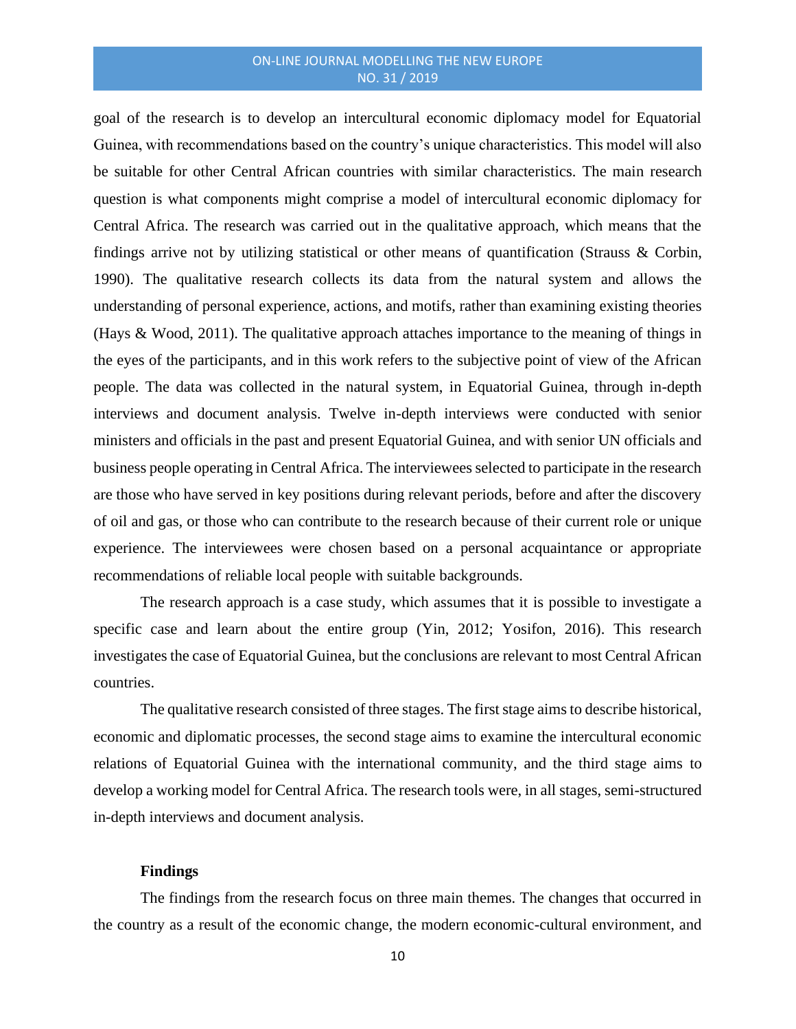goal of the research is to develop an intercultural economic diplomacy model for Equatorial Guinea, with recommendations based on the country's unique characteristics. This model will also be suitable for other Central African countries with similar characteristics. The main research question is what components might comprise a model of intercultural economic diplomacy for Central Africa. The research was carried out in the qualitative approach, which means that the findings arrive not by utilizing statistical or other means of quantification (Strauss & Corbin, 1990). The qualitative research collects its data from the natural system and allows the understanding of personal experience, actions, and motifs, rather than examining existing theories (Hays & Wood, 2011). The qualitative approach attaches importance to the meaning of things in the eyes of the participants, and in this work refers to the subjective point of view of the African people. The data was collected in the natural system, in Equatorial Guinea, through in-depth interviews and document analysis. Twelve in-depth interviews were conducted with senior ministers and officials in the past and present Equatorial Guinea, and with senior UN officials and business people operating in Central Africa. The interviewees selected to participate in the research are those who have served in key positions during relevant periods, before and after the discovery of oil and gas, or those who can contribute to the research because of their current role or unique experience. The interviewees were chosen based on a personal acquaintance or appropriate recommendations of reliable local people with suitable backgrounds.

The research approach is a case study, which assumes that it is possible to investigate a specific case and learn about the entire group (Yin, 2012; Yosifon, 2016). This research investigates the case of Equatorial Guinea, but the conclusions are relevant to most Central African countries.

The qualitative research consisted of three stages. The first stage aims to describe historical, economic and diplomatic processes, the second stage aims to examine the intercultural economic relations of Equatorial Guinea with the international community, and the third stage aims to develop a working model for Central Africa. The research tools were, in all stages, semi-structured in-depth interviews and document analysis.

**Findings**

The findings from the research focus on three main themes. The changes that occurred in the country as a result of the economic change, the modern economic-cultural environment, and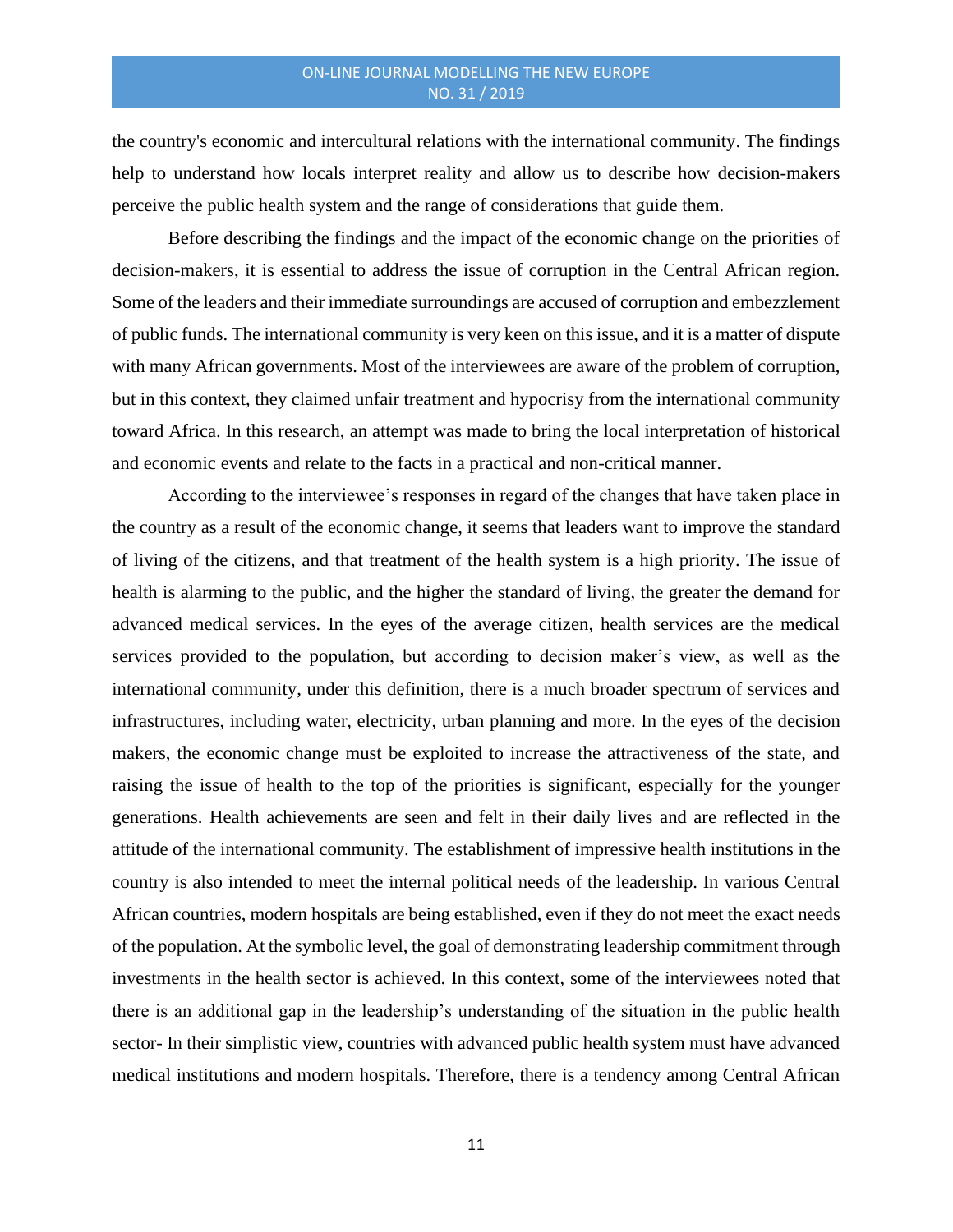the country's economic and intercultural relations with the international community. The findings help to understand how locals interpret reality and allow us to describe how decision-makers perceive the public health system and the range of considerations that guide them.

Before describing the findings and the impact of the economic change on the priorities of decision-makers, it is essential to address the issue of corruption in the Central African region. Some of the leaders and their immediate surroundings are accused of corruption and embezzlement of public funds. The international community is very keen on this issue, and it is a matter of dispute with many African governments. Most of the interviewees are aware of the problem of corruption, but in this context, they claimed unfair treatment and hypocrisy from the international community toward Africa. In this research, an attempt was made to bring the local interpretation of historical and economic events and relate to the facts in a practical and non-critical manner.

According to the interviewee's responses in regard of the changes that have taken place in the country as a result of the economic change, it seems that leaders want to improve the standard of living of the citizens, and that treatment of the health system is a high priority. The issue of health is alarming to the public, and the higher the standard of living, the greater the demand for advanced medical services. In the eyes of the average citizen, health services are the medical services provided to the population, but according to decision maker's view, as well as the international community, under this definition, there is a much broader spectrum of services and infrastructures, including water, electricity, urban planning and more. In the eyes of the decision makers, the economic change must be exploited to increase the attractiveness of the state, and raising the issue of health to the top of the priorities is significant, especially for the younger generations. Health achievements are seen and felt in their daily lives and are reflected in the attitude of the international community. The establishment of impressive health institutions in the country is also intended to meet the internal political needs of the leadership. In various Central African countries, modern hospitals are being established, even if they do not meet the exact needs of the population. At the symbolic level, the goal of demonstrating leadership commitment through investments in the health sector is achieved. In this context, some of the interviewees noted that there is an additional gap in the leadership's understanding of the situation in the public health sector- In their simplistic view, countries with advanced public health system must have advanced medical institutions and modern hospitals. Therefore, there is a tendency among Central African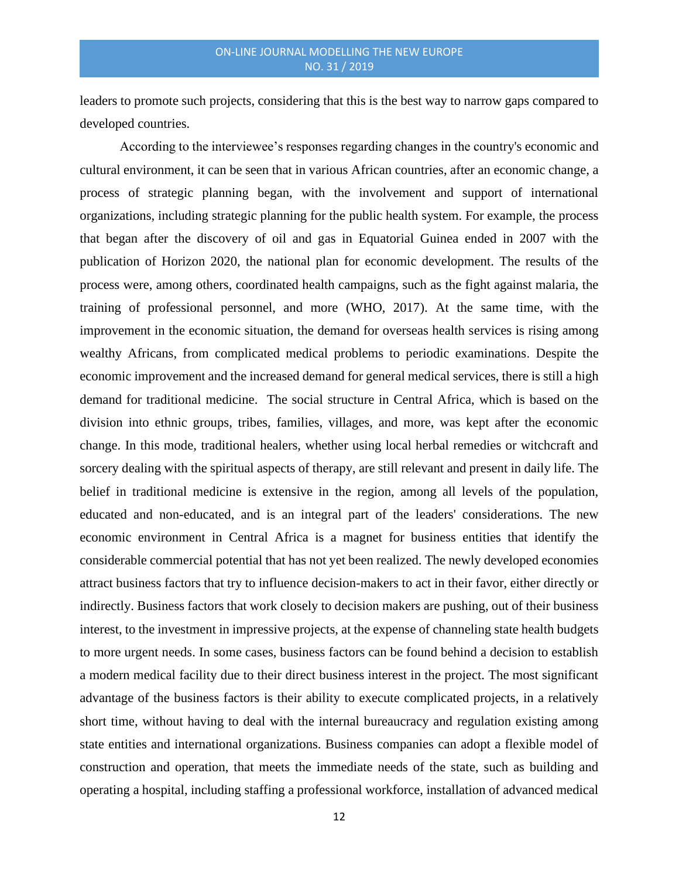leaders to promote such projects, considering that this is the best way to narrow gaps compared to developed countries.

According to the interviewee's responses regarding changes in the country's economic and cultural environment, it can be seen that in various African countries, after an economic change, a process of strategic planning began, with the involvement and support of international organizations, including strategic planning for the public health system. For example, the process that began after the discovery of oil and gas in Equatorial Guinea ended in 2007 with the publication of Horizon 2020, the national plan for economic development. The results of the process were, among others, coordinated health campaigns, such as the fight against malaria, the training of professional personnel, and more (WHO, 2017). At the same time, with the improvement in the economic situation, the demand for overseas health services is rising among wealthy Africans, from complicated medical problems to periodic examinations. Despite the economic improvement and the increased demand for general medical services, there is still a high demand for traditional medicine. The social structure in Central Africa, which is based on the division into ethnic groups, tribes, families, villages, and more, was kept after the economic change. In this mode, traditional healers, whether using local herbal remedies or witchcraft and sorcery dealing with the spiritual aspects of therapy, are still relevant and present in daily life. The belief in traditional medicine is extensive in the region, among all levels of the population, educated and non-educated, and is an integral part of the leaders' considerations. The new economic environment in Central Africa is a magnet for business entities that identify the considerable commercial potential that has not yet been realized. The newly developed economies attract business factors that try to influence decision-makers to act in their favor, either directly or indirectly. Business factors that work closely to decision makers are pushing, out of their business interest, to the investment in impressive projects, at the expense of channeling state health budgets to more urgent needs. In some cases, business factors can be found behind a decision to establish a modern medical facility due to their direct business interest in the project. The most significant advantage of the business factors is their ability to execute complicated projects, in a relatively short time, without having to deal with the internal bureaucracy and regulation existing among state entities and international organizations. Business companies can adopt a flexible model of construction and operation, that meets the immediate needs of the state, such as building and operating a hospital, including staffing a professional workforce, installation of advanced medical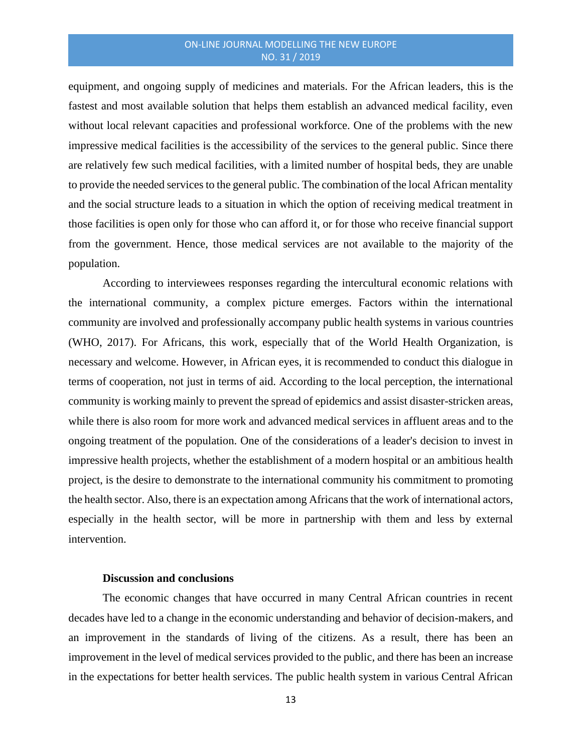equipment, and ongoing supply of medicines and materials. For the African leaders, this is the fastest and most available solution that helps them establish an advanced medical facility, even without local relevant capacities and professional workforce. One of the problems with the new impressive medical facilities is the accessibility of the services to the general public. Since there are relatively few such medical facilities, with a limited number of hospital beds, they are unable to provide the needed services to the general public. The combination of the local African mentality and the social structure leads to a situation in which the option of receiving medical treatment in those facilities is open only for those who can afford it, or for those who receive financial support from the government. Hence, those medical services are not available to the majority of the population.

According to interviewees responses regarding the intercultural economic relations with the international community, a complex picture emerges. Factors within the international community are involved and professionally accompany public health systems in various countries (WHO, 2017). For Africans, this work, especially that of the World Health Organization, is necessary and welcome. However, in African eyes, it is recommended to conduct this dialogue in terms of cooperation, not just in terms of aid. According to the local perception, the international community is working mainly to prevent the spread of epidemics and assist disaster-stricken areas, while there is also room for more work and advanced medical services in affluent areas and to the ongoing treatment of the population. One of the considerations of a leader's decision to invest in impressive health projects, whether the establishment of a modern hospital or an ambitious health project, is the desire to demonstrate to the international community his commitment to promoting the health sector. Also, there is an expectation among Africans that the work of international actors, especially in the health sector, will be more in partnership with them and less by external intervention.

## Discussion and conclusions

The economic changes that have occurred in many Central African countries in recent decades have led to a change in the economic understanding and behavior of decision-makers, and an improvement in the standards of living of the citizens. As a result, there has been an improvement in the level of medical services provided to the public, and there has been an increase in the expectations for better health services. The public health system in various Central African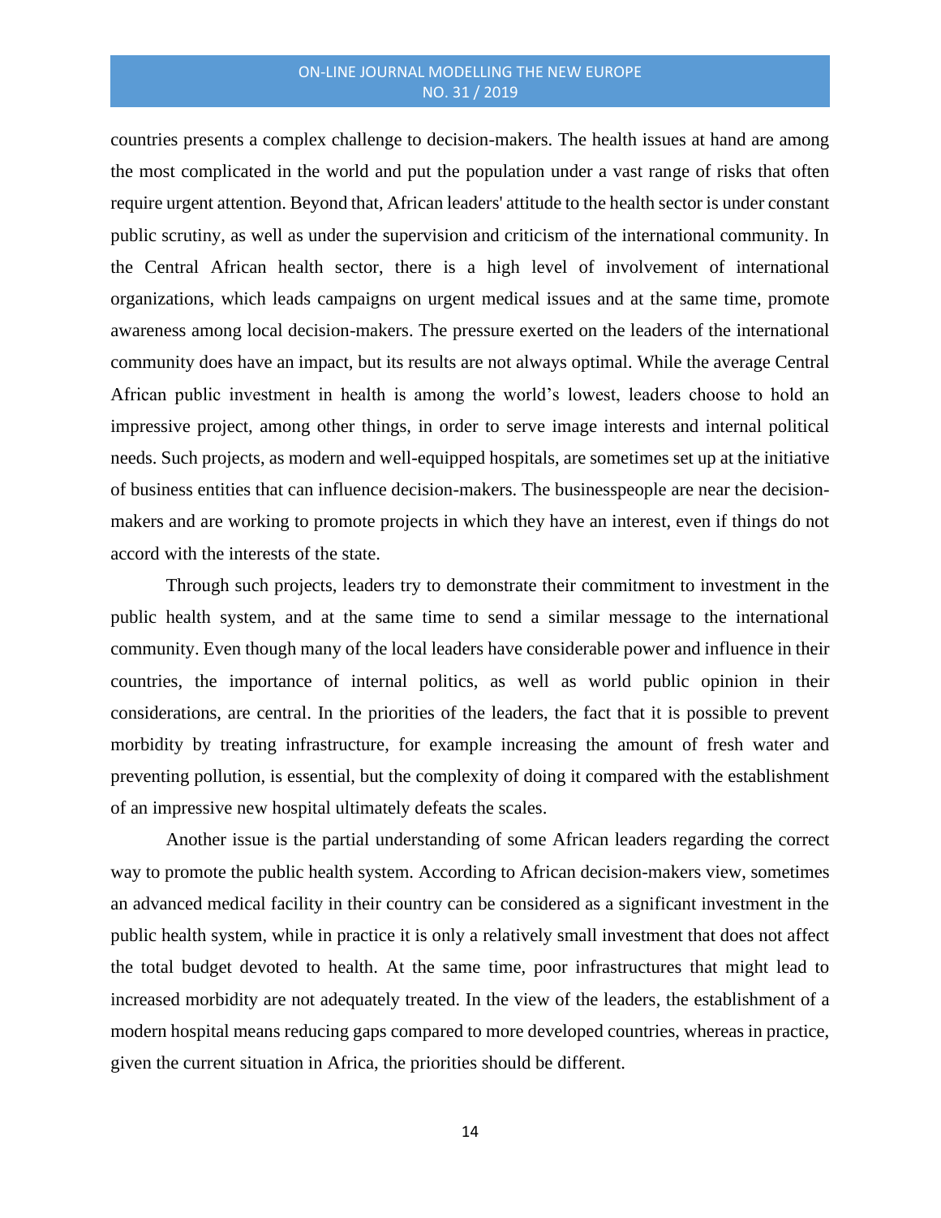countries presents a complex challenge to decision-makers. The health issues at hand are among the most complicated in the world and put the population under a vast range of risks that often require urgent attention. Beyond that, African leaders' attitude to the health sector is under constant public scrutiny, as well as under the supervision and criticism of the international community. In the Central African health sector, there is a high level of involvement of international organizations, which leads campaigns on urgent medical issues and at the same time, promote awareness among local decision-makers. The pressure exerted on the leaders of the international community does have an impact, but its results are not always optimal. While the average Central African public investment in health is among the world's lowest, leaders choose to hold an impressive project, among other things, in order to serve image interests and internal political needs. Such projects, as modern and well-equipped hospitals, are sometimes set up at the initiative of business entities that can influence decision-makers. The businesspeople are near the decision-makers and are working to promote projects in which they have an interest, even if things do not accord with the interests of the state.

Through such projects, leaders try to demonstrate their commitment to investment in the public health system, and at the same time to send a similar message to the international community. Even though many of the local leaders have considerable power and influence in their countries, the importance of internal politics, as well as world public opinion in their considerations, are central. In the priorities of the leaders, the fact that it is possible to prevent morbidity by treating infrastructure, for example increasing the amount of fresh water and preventing pollution, is essential, but the complexity of doing it compared with the establishment of an impressive new hospital ultimately defeats the scales.

Another issue is the partial understanding of some African leaders regarding the correct way to promote the public health system. According to African decision-makers view, sometimes an advanced medical facility in their country can be considered as a significant investment in the public health system, while in practice it is only a relatively small investment that does not affect the total budget devoted to health. At the same time, poor infrastructures that might lead to increased morbidity are not adequately treated. In the view of the leaders, the establishment of a modern hospital means reducing gaps compared to more developed countries, whereas in practice, given the current situation in Africa, the priorities should be different.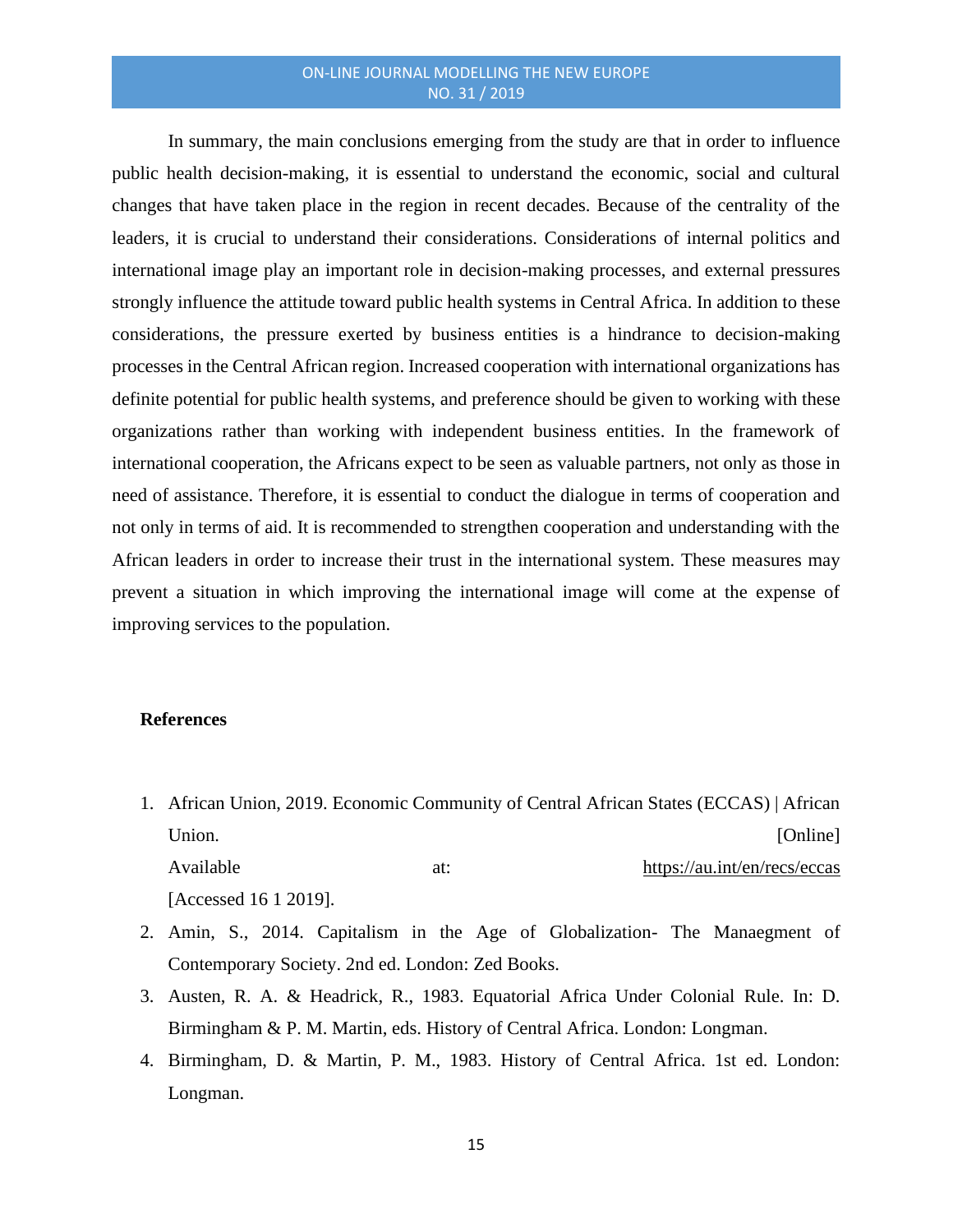In summary, the main conclusions emerging from the study are that in order to influence public health decision-making, it is essential to understand the economic, social and cultural changes that have taken place in the region in recent decades. Because of the centrality of the leaders, it is crucial to understand their considerations. Considerations of internal politics and international image play an important role in decision-making processes, and external pressures strongly influence the attitude toward public health systems in Central Africa. In addition to these considerations, the pressure exerted by business entities is a hindrance to decision-making processes in the Central African region. Increased cooperation with international organizations has definite potential for public health systems, and preference should be given to working with these organizations rather than working with independent business entities. In the framework of international cooperation, the Africans expect to be seen as valuable partners, not only as those in need of assistance. Therefore, it is essential to conduct the dialogue in terms of cooperation and not only in terms of aid. It is recommended to strengthen cooperation and understanding with the African leaders in order to increase their trust in the international system. These measures may prevent a situation in which improving the international image will come at the expense of improving services to the population.

**References**

1. African Union, 2019. Economic Community of Central African States (ECCAS) | African Union. [Online] Available at: https://au.int/en/recs/eccas [Accessed 16 1 2019].
2. Amin, S., 2014. Capitalism in the Age of Globalization- The Manaegment of Contemporary Society. 2nd ed. London: Zed Books.
3. Austen, R. A. & Headrick, R., 1983. Equatorial Africa Under Colonial Rule. In: D. Birmingham & P. M. Martin, eds. History of Central Africa. London: Longman.
4. Birmingham, D. & Martin, P. M., 1983. History of Central Africa. 1st ed. London: Longman.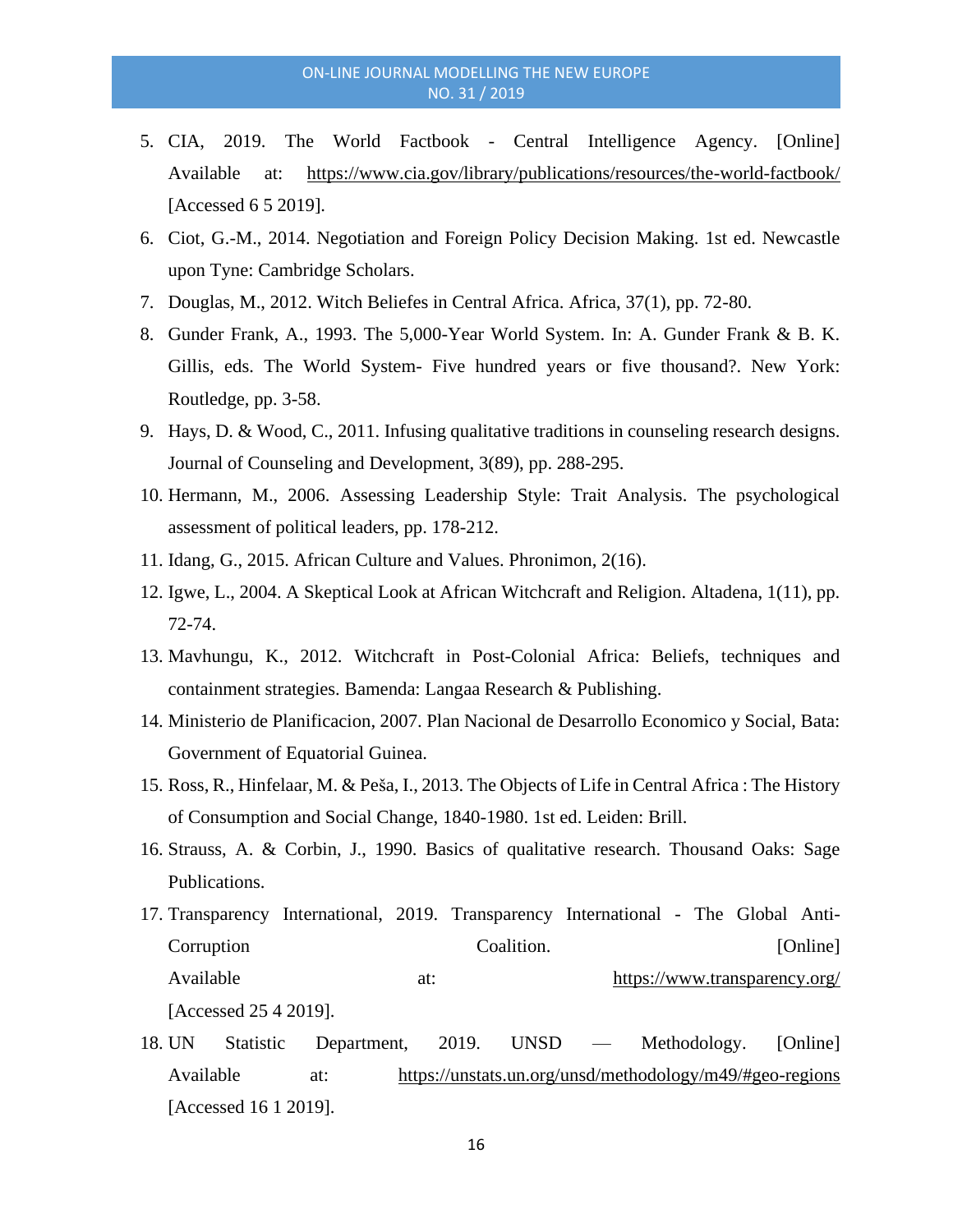5. CIA, 2019. The World Factbook - Central Intelligence Agency. [Online] Available at: https://www.cia.gov/library/publications/resources/the-world-factbook/ [Accessed 6 5 2019].
6. Ciot, G.-M., 2014. Negotiation and Foreign Policy Decision Making. 1st ed. Newcastle upon Tyne: Cambridge Scholars.
7. Douglas, M., 2012. Witch Beliefes in Central Africa. Africa, 37(1), pp. 72-80.
8. Gunder Frank, A., 1993. The 5,000-Year World System. In: A. Gunder Frank & B. K. Gillis, eds. The World System- Five hundred years or five thousand?. New York: Routledge, pp. 3-58.
9. Hays, D. & Wood, C., 2011. Infusing qualitative traditions in counseling research designs. Journal of Counseling and Development, 3(89), pp. 288-295.
10. Hermann, M., 2006. Assessing Leadership Style: Trait Analysis. The psychological assessment of political leaders, pp. 178-212.
11. Idang, G., 2015. African Culture and Values. Phronimon, 2(16).
12. Igwe, L., 2004. A Skeptical Look at African Witchcraft and Religion. Altadena, 1(11), pp. 72-74.
13. Mavhungu, K., 2012. Witchcraft in Post-Colonial Africa: Beliefs, techniques and containment strategies. Bamenda: Langaa Research & Publishing.
14. Ministerio de Planificacion, 2007. Plan Nacional de Desarrollo Economico y Social, Bata: Government of Equatorial Guinea.
15. Ross, R., Hinfelaar, M. & Peša, I., 2013. The Objects of Life in Central Africa : The History of Consumption and Social Change, 1840-1980. 1st ed. Leiden: Brill.
16. Strauss, A. & Corbin, J., 1990. Basics of qualitative research. Thousand Oaks: Sage Publications.
17. Transparency International, 2019. Transparency International - The Global Anti-Corruption Coalition. [Online] Available at: https://www.transparency.org/ [Accessed 25 4 2019].
18. UN Statistic Department, 2019. UNSD — Methodology. [Online] Available at: https://unstats.un.org/unsd/methodology/m49/#geo-regions [Accessed 16 1 2019].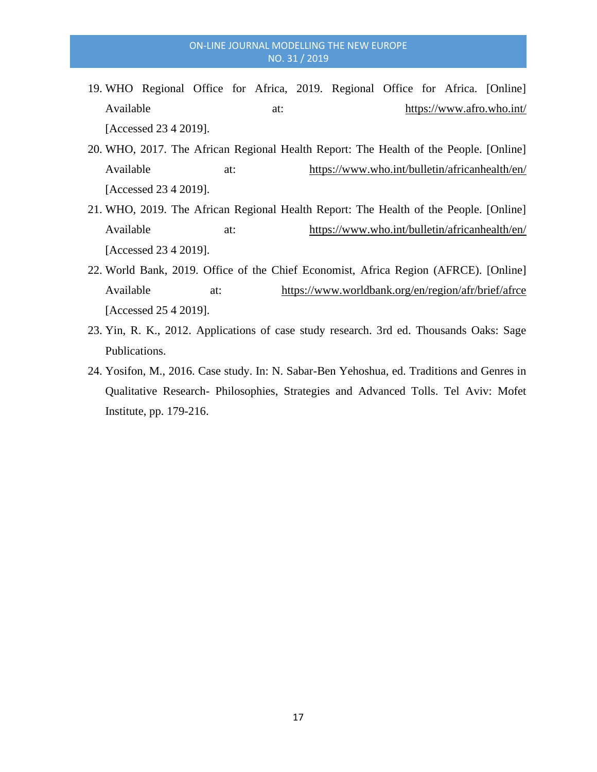19. WHO Regional Office for Africa, 2019. Regional Office for Africa. [Online] Available at: https://www.afro.who.int/ [Accessed 23 4 2019].
20. WHO, 2017. The African Regional Health Report: The Health of the People. [Online] Available at: https://www.who.int/bulletin/africanhealth/en/ [Accessed 23 4 2019].
21. WHO, 2019. The African Regional Health Report: The Health of the People. [Online] Available at: https://www.who.int/bulletin/africanhealth/en/ [Accessed 23 4 2019].
22. World Bank, 2019. Office of the Chief Economist, Africa Region (AFRCE). [Online] Available at: https://www.worldbank.org/en/region/afr/brief/afrce [Accessed 25 4 2019].
23. Yin, R. K., 2012. Applications of case study research. 3rd ed. Thousands Oaks: Sage Publications.
24. Yosifon, M., 2016. Case study. In: N. Sabar-Ben Yehoshua, ed. Traditions and Genres in Qualitative Research- Philosophies, Strategies and Advanced Tolls. Tel Aviv: Mofet Institute, pp. 179-216.